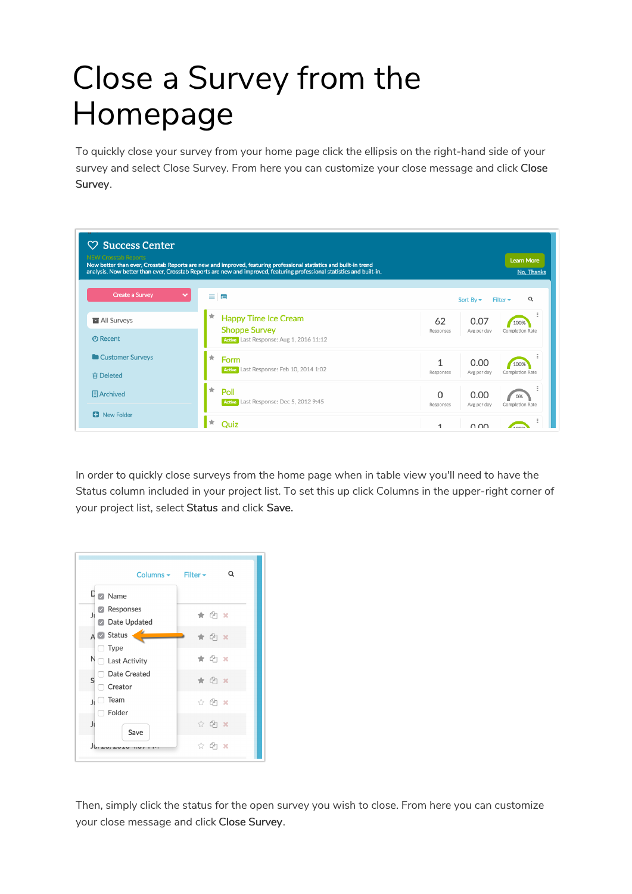# Close a Survey from the Homepage

To quickly close your survey from your home page click the ellipsis on the right-hand side of your survey and select Close Survey. From here you can customize your close message and click **Close Survey**.

In order to quickly close surveys from the home page when in table view you'll need to have the Status column included in your project list. To set this up click Columns in the upper-right corner of your project list, select **Status** and click **Save**.

Then, simply click the status for the open survey you wish to close. From here you can customize your close message and click **Close Survey**.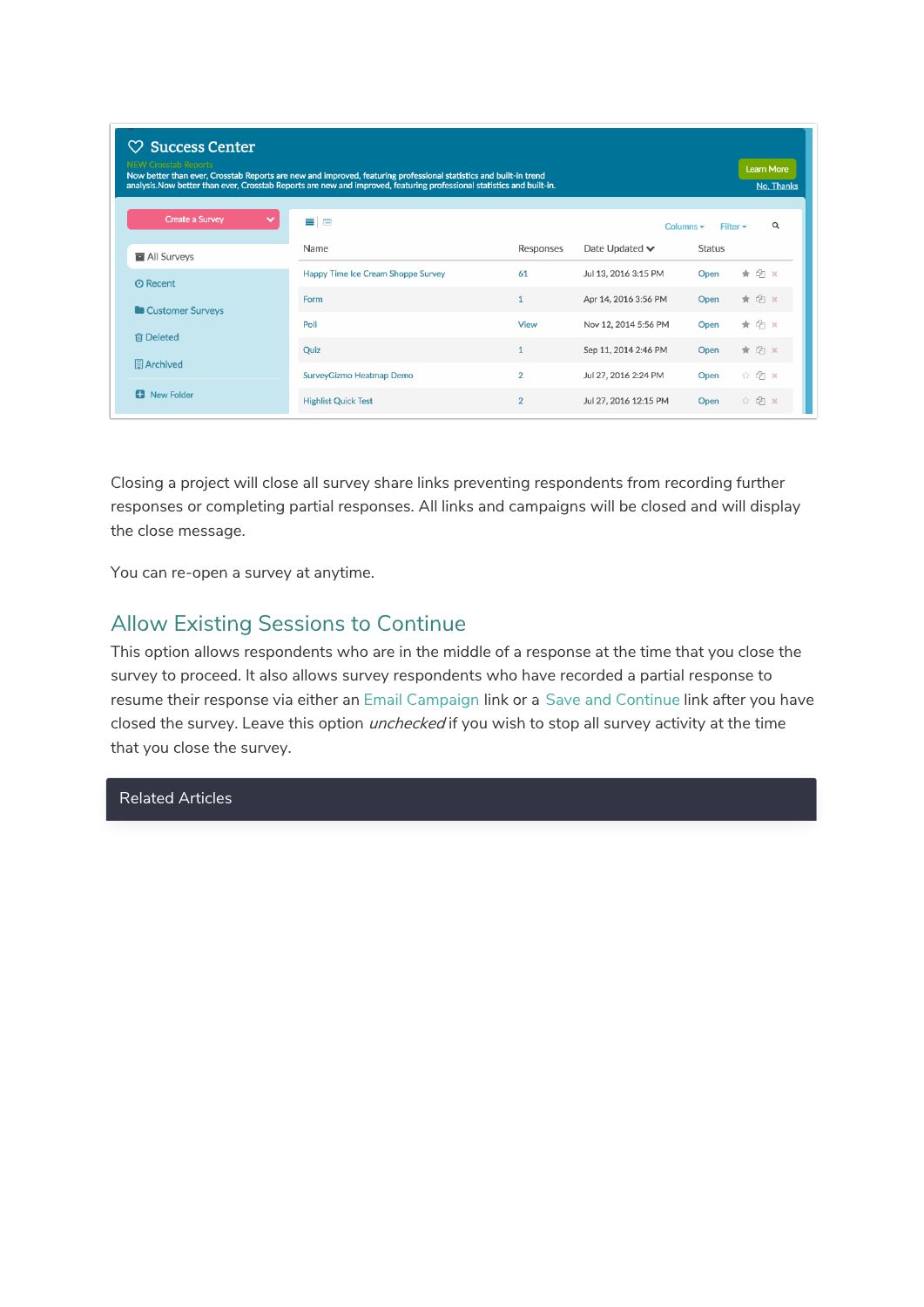Closing a project will close all survey share links preventing respondents from recording further responses or completing partial responses. All links and campaigns will be closed and will display the close message.

You can re-open a survey at anytime.

## Allow Existing Sessions to Continue

This option allows respondents who are in the middle of a response at the time that you close the survey to proceed. It also allows survey respondents who have recorded a partial response to resume their response via either an Email Campaign link or a Save and Continue link after you have closed the survey. Leave this option *unchecked* if you wish to stop all survey activity at the time that you close the survey.

## Related Articles